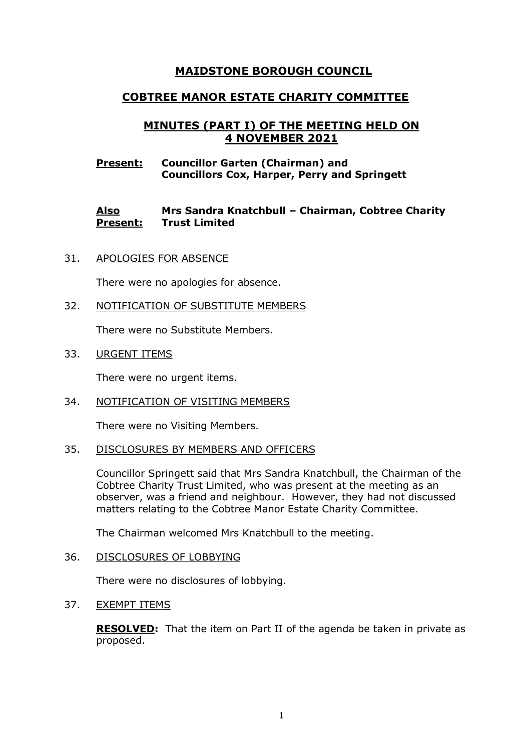# MAIDSTONE BOROUGH COUNCIL

## COBTREE MANOR ESTATE CHARITY COMMITTEE

## MINUTES (PART I) OF THE MEETING HELD ON 4 NOVEMBER 2021

**Present:** **Councillor Garten (Chairman) and Councillors Cox, Harper, Perry and Springett**

**Also Present:** **Mrs Sandra Knatchbull – Chairman, Cobtree Charity Trust Limited**

31. APOLOGIES FOR ABSENCE

    There were no apologies for absence.

32. NOTIFICATION OF SUBSTITUTE MEMBERS

    There were no Substitute Members.

33. URGENT ITEMS

    There were no urgent items.

34. NOTIFICATION OF VISITING MEMBERS

    There were no Visiting Members.

35. DISCLOSURES BY MEMBERS AND OFFICERS

    Councillor Springett said that Mrs Sandra Knatchbull, the Chairman of the Cobtree Charity Trust Limited, who was present at the meeting as an observer, was a friend and neighbour. However, they had not discussed matters relating to the Cobtree Manor Estate Charity Committee.

    The Chairman welcomed Mrs Knatchbull to the meeting.

36. DISCLOSURES OF LOBBYING

    There were no disclosures of lobbying.

37. EXEMPT ITEMS

    **RESOLVED:** That the item on Part II of the agenda be taken in private as proposed.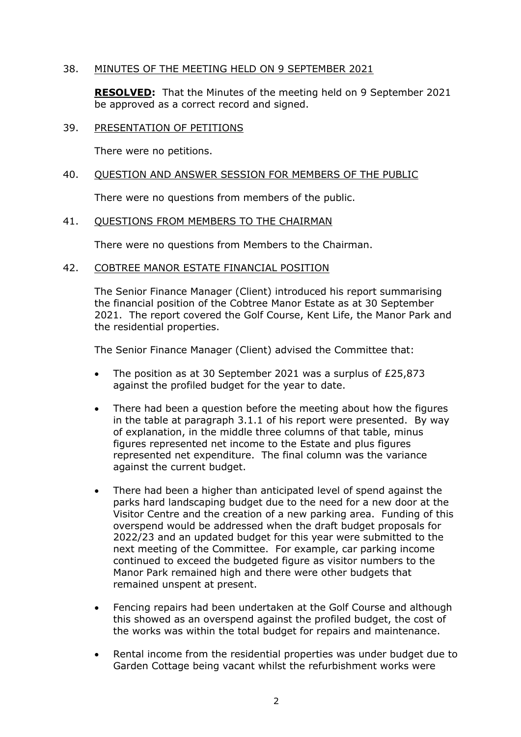38. <u>MINUTES OF THE MEETING HELD ON 9 SEPTEMBER 2021</u>

**RESOLVED:** That the Minutes of the meeting held on 9 September 2021 be approved as a correct record and signed.

39. <u>PRESENTATION OF PETITIONS</u>

There were no petitions.

40. <u>QUESTION AND ANSWER SESSION FOR MEMBERS OF THE PUBLIC</u>

There were no questions from members of the public.

41. <u>QUESTIONS FROM MEMBERS TO THE CHAIRMAN</u>

There were no questions from Members to the Chairman.

42. <u>COBTREE MANOR ESTATE FINANCIAL POSITION</u>

The Senior Finance Manager (Client) introduced his report summarising the financial position of the Cobtree Manor Estate as at 30 September 2021. The report covered the Golf Course, Kent Life, the Manor Park and the residential properties.

The Senior Finance Manager (Client) advised the Committee that:

- The position as at 30 September 2021 was a surplus of £25,873 against the profiled budget for the year to date.

- There had been a question before the meeting about how the figures in the table at paragraph 3.1.1 of his report were presented. By way of explanation, in the middle three columns of that table, minus figures represented net income to the Estate and plus figures represented net expenditure. The final column was the variance against the current budget.

- There had been a higher than anticipated level of spend against the parks hard landscaping budget due to the need for a new door at the Visitor Centre and the creation of a new parking area. Funding of this overspend would be addressed when the draft budget proposals for 2022/23 and an updated budget for this year were submitted to the next meeting of the Committee. For example, car parking income continued to exceed the budgeted figure as visitor numbers to the Manor Park remained high and there were other budgets that remained unspent at present.

- Fencing repairs had been undertaken at the Golf Course and although this showed as an overspend against the profiled budget, the cost of the works was within the total budget for repairs and maintenance.

- Rental income from the residential properties was under budget due to Garden Cottage being vacant whilst the refurbishment works were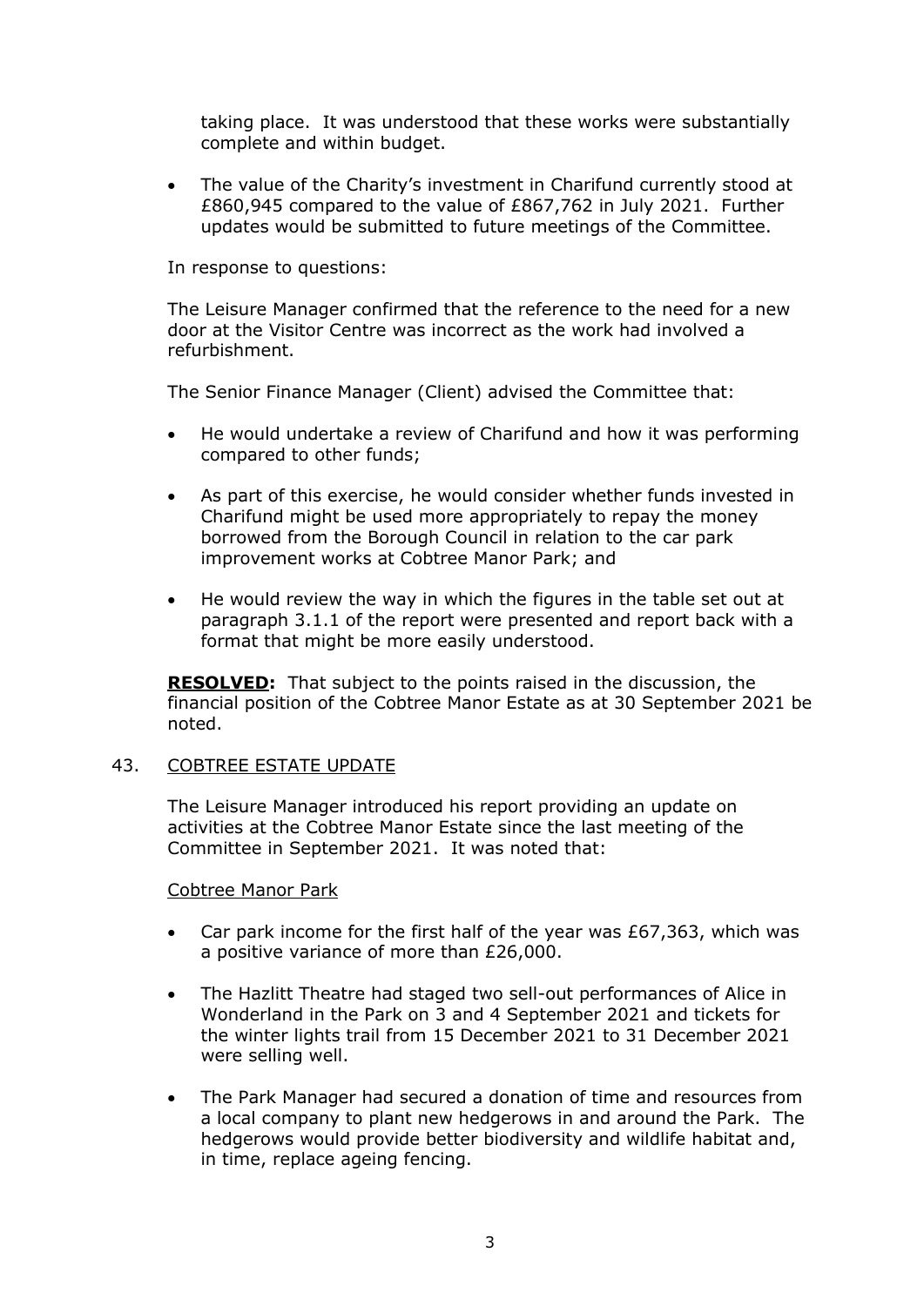taking place. It was understood that these works were substantially complete and within budget.

- The value of the Charity's investment in Charifund currently stood at £860,945 compared to the value of £867,762 in July 2021. Further updates would be submitted to future meetings of the Committee.

In response to questions:

The Leisure Manager confirmed that the reference to the need for a new door at the Visitor Centre was incorrect as the work had involved a refurbishment.

The Senior Finance Manager (Client) advised the Committee that:

- He would undertake a review of Charifund and how it was performing compared to other funds;
- As part of this exercise, he would consider whether funds invested in Charifund might be used more appropriately to repay the money borrowed from the Borough Council in relation to the car park improvement works at Cobtree Manor Park; and
- He would review the way in which the figures in the table set out at paragraph 3.1.1 of the report were presented and report back with a format that might be more easily understood.

**RESOLVED:** That subject to the points raised in the discussion, the financial position of the Cobtree Manor Estate as at 30 September 2021 be noted.

43. COBTREE ESTATE UPDATE

The Leisure Manager introduced his report providing an update on activities at the Cobtree Manor Estate since the last meeting of the Committee in September 2021. It was noted that:

Cobtree Manor Park

- Car park income for the first half of the year was £67,363, which was a positive variance of more than £26,000.
- The Hazlitt Theatre had staged two sell-out performances of Alice in Wonderland in the Park on 3 and 4 September 2021 and tickets for the winter lights trail from 15 December 2021 to 31 December 2021 were selling well.
- The Park Manager had secured a donation of time and resources from a local company to plant new hedgerows in and around the Park. The hedgerows would provide better biodiversity and wildlife habitat and, in time, replace ageing fencing.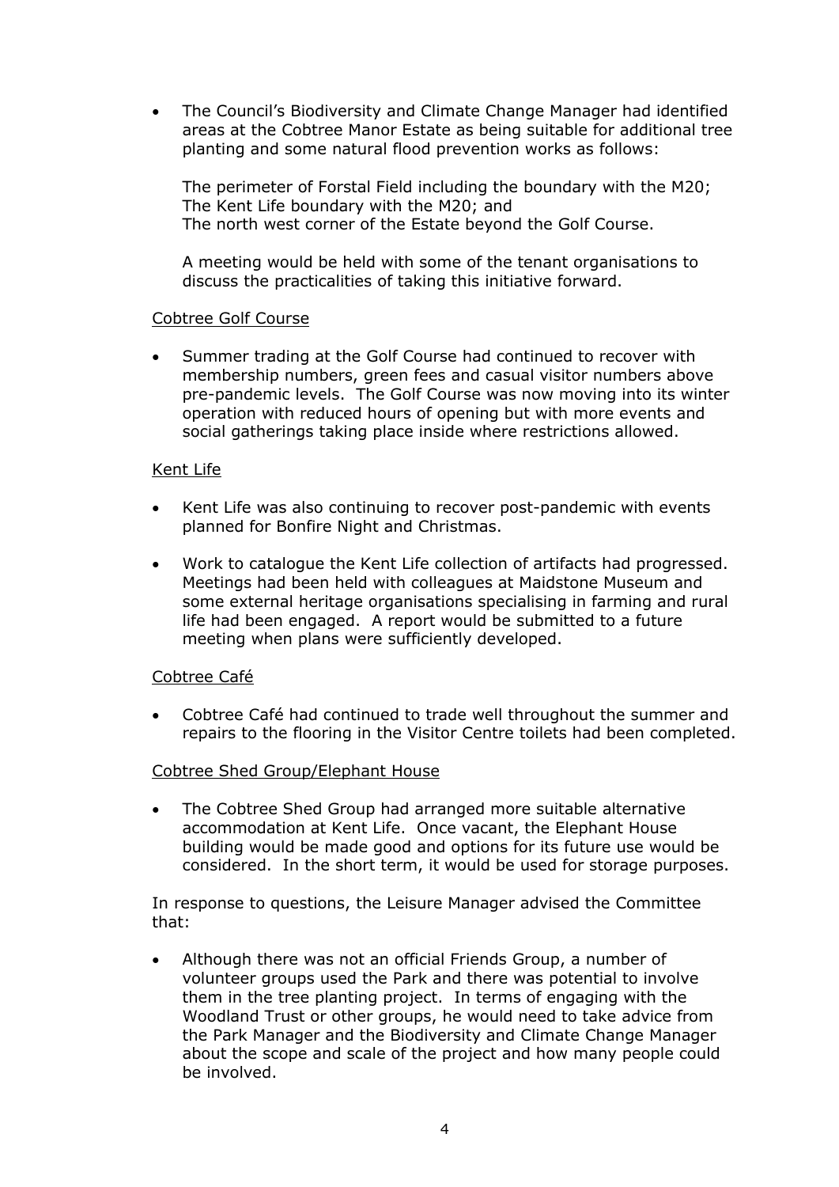- The Council's Biodiversity and Climate Change Manager had identified areas at the Cobtree Manor Estate as being suitable for additional tree planting and some natural flood prevention works as follows:

  The perimeter of Forstal Field including the boundary with the M20;
  The Kent Life boundary with the M20; and
  The north west corner of the Estate beyond the Golf Course.

  A meeting would be held with some of the tenant organisations to discuss the practicalities of taking this initiative forward.

<u>Cobtree Golf Course</u>

- Summer trading at the Golf Course had continued to recover with membership numbers, green fees and casual visitor numbers above pre-pandemic levels. The Golf Course was now moving into its winter operation with reduced hours of opening but with more events and social gatherings taking place inside where restrictions allowed.

<u>Kent Life</u>

- Kent Life was also continuing to recover post-pandemic with events planned for Bonfire Night and Christmas.

- Work to catalogue the Kent Life collection of artifacts had progressed. Meetings had been held with colleagues at Maidstone Museum and some external heritage organisations specialising in farming and rural life had been engaged. A report would be submitted to a future meeting when plans were sufficiently developed.

<u>Cobtree Café</u>

- Cobtree Café had continued to trade well throughout the summer and repairs to the flooring in the Visitor Centre toilets had been completed.

<u>Cobtree Shed Group/Elephant House</u>

- The Cobtree Shed Group had arranged more suitable alternative accommodation at Kent Life. Once vacant, the Elephant House building would be made good and options for its future use would be considered. In the short term, it would be used for storage purposes.

In response to questions, the Leisure Manager advised the Committee that:

- Although there was not an official Friends Group, a number of volunteer groups used the Park and there was potential to involve them in the tree planting project. In terms of engaging with the Woodland Trust or other groups, he would need to take advice from the Park Manager and the Biodiversity and Climate Change Manager about the scope and scale of the project and how many people could be involved.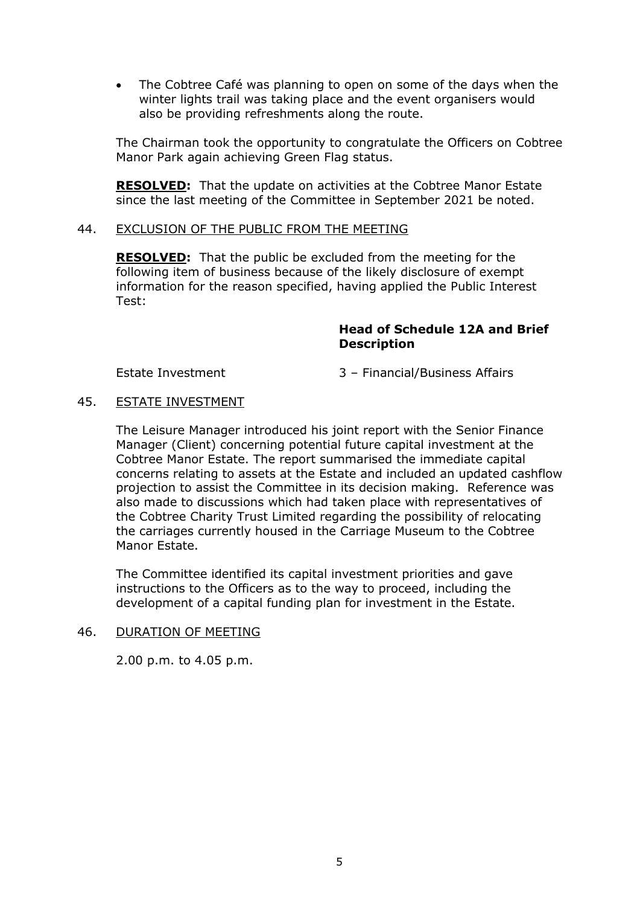- The Cobtree Café was planning to open on some of the days when the winter lights trail was taking place and the event organisers would also be providing refreshments along the route.

The Chairman took the opportunity to congratulate the Officers on Cobtree Manor Park again achieving Green Flag status.

**RESOLVED:** That the update on activities at the Cobtree Manor Estate since the last meeting of the Committee in September 2021 be noted.

44. EXCLUSION OF THE PUBLIC FROM THE MEETING

**RESOLVED:** That the public be excluded from the meeting for the following item of business because of the likely disclosure of exempt information for the reason specified, having applied the Public Interest Test:

| | Head of Schedule 12A and Brief Description |
|---|---|
| Estate Investment | 3 – Financial/Business Affairs |

45. ESTATE INVESTMENT

The Leisure Manager introduced his joint report with the Senior Finance Manager (Client) concerning potential future capital investment at the Cobtree Manor Estate. The report summarised the immediate capital concerns relating to assets at the Estate and included an updated cashflow projection to assist the Committee in its decision making. Reference was also made to discussions which had taken place with representatives of the Cobtree Charity Trust Limited regarding the possibility of relocating the carriages currently housed in the Carriage Museum to the Cobtree Manor Estate.

The Committee identified its capital investment priorities and gave instructions to the Officers as to the way to proceed, including the development of a capital funding plan for investment in the Estate.

46. DURATION OF MEETING

2.00 p.m. to 4.05 p.m.